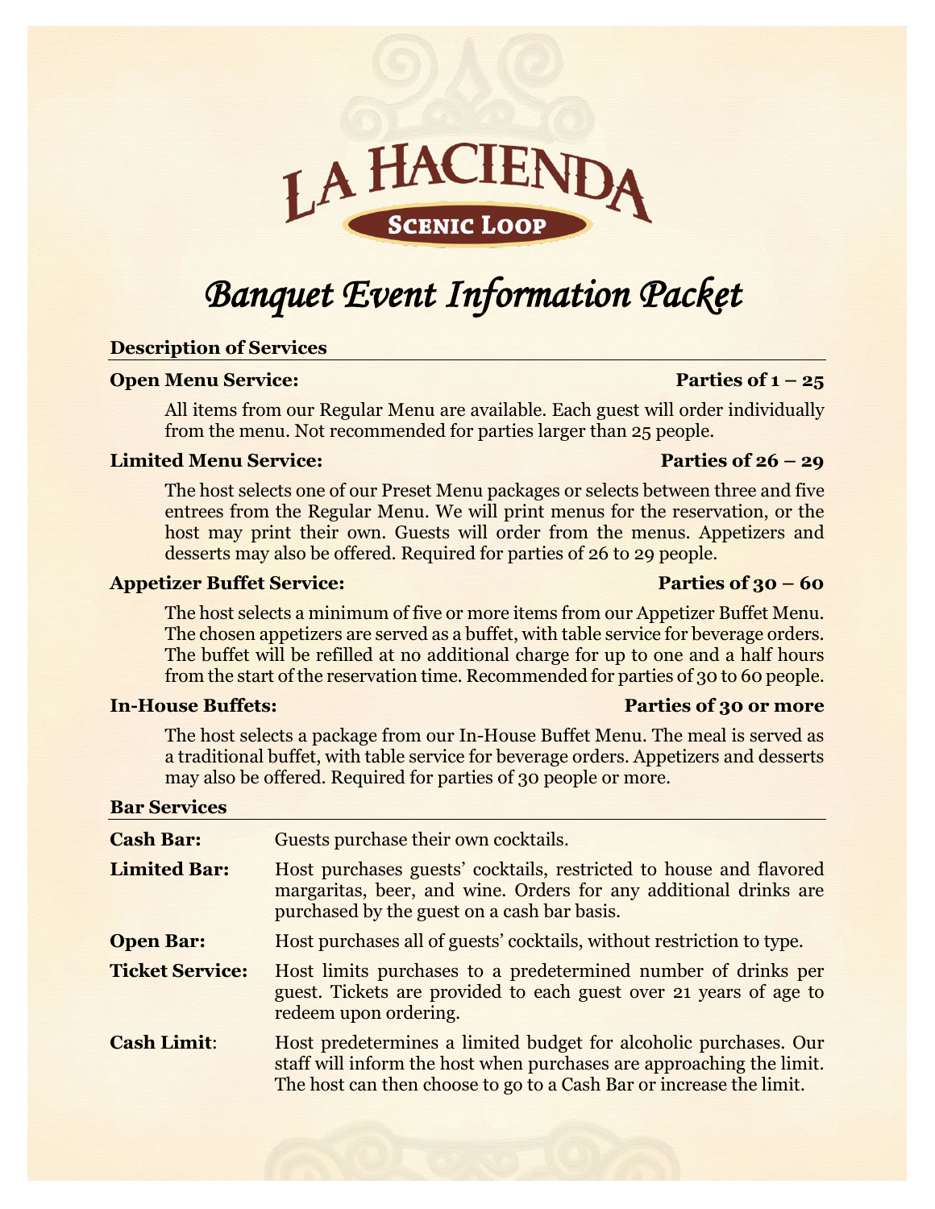# La Hacienda

## Scenic Loop

# *Banquet Event Information Packet*

## Description of Services

**Open Menu Service:** **Parties of 1 – 25**

All items from our Regular Menu are available. Each guest will order individually from the menu. Not recommended for parties larger than 25 people.

**Limited Menu Service:** **Parties of 26 – 29**

The host selects one of our Preset Menu packages or selects between three and five entrees from the Regular Menu. We will print menus for the reservation, or the host may print their own. Guests will order from the menus. Appetizers and desserts may also be offered. Required for parties of 26 to 29 people.

**Appetizer Buffet Service:** **Parties of 30 – 60**

The host selects a minimum of five or more items from our Appetizer Buffet Menu. The chosen appetizers are served as a buffet, with table service for beverage orders. The buffet will be refilled at no additional charge for up to one and a half hours from the start of the reservation time. Recommended for parties of 30 to 60 people.

**In-House Buffets:** **Parties of 30 or more**

The host selects a package from our In-House Buffet Menu. The meal is served as a traditional buffet, with table service for beverage orders. Appetizers and desserts may also be offered. Required for parties of 30 people or more.

## Bar Services

**Cash Bar:** Guests purchase their own cocktails.

**Limited Bar:** Host purchases guests' cocktails, restricted to house and flavored margaritas, beer, and wine. Orders for any additional drinks are purchased by the guest on a cash bar basis.

**Open Bar:** Host purchases all of guests' cocktails, without restriction to type.

**Ticket Service:** Host limits purchases to a predetermined number of drinks per guest. Tickets are provided to each guest over 21 years of age to redeem upon ordering.

**Cash Limit:** Host predetermines a limited budget for alcoholic purchases. Our staff will inform the host when purchases are approaching the limit. The host can then choose to go to a Cash Bar or increase the limit.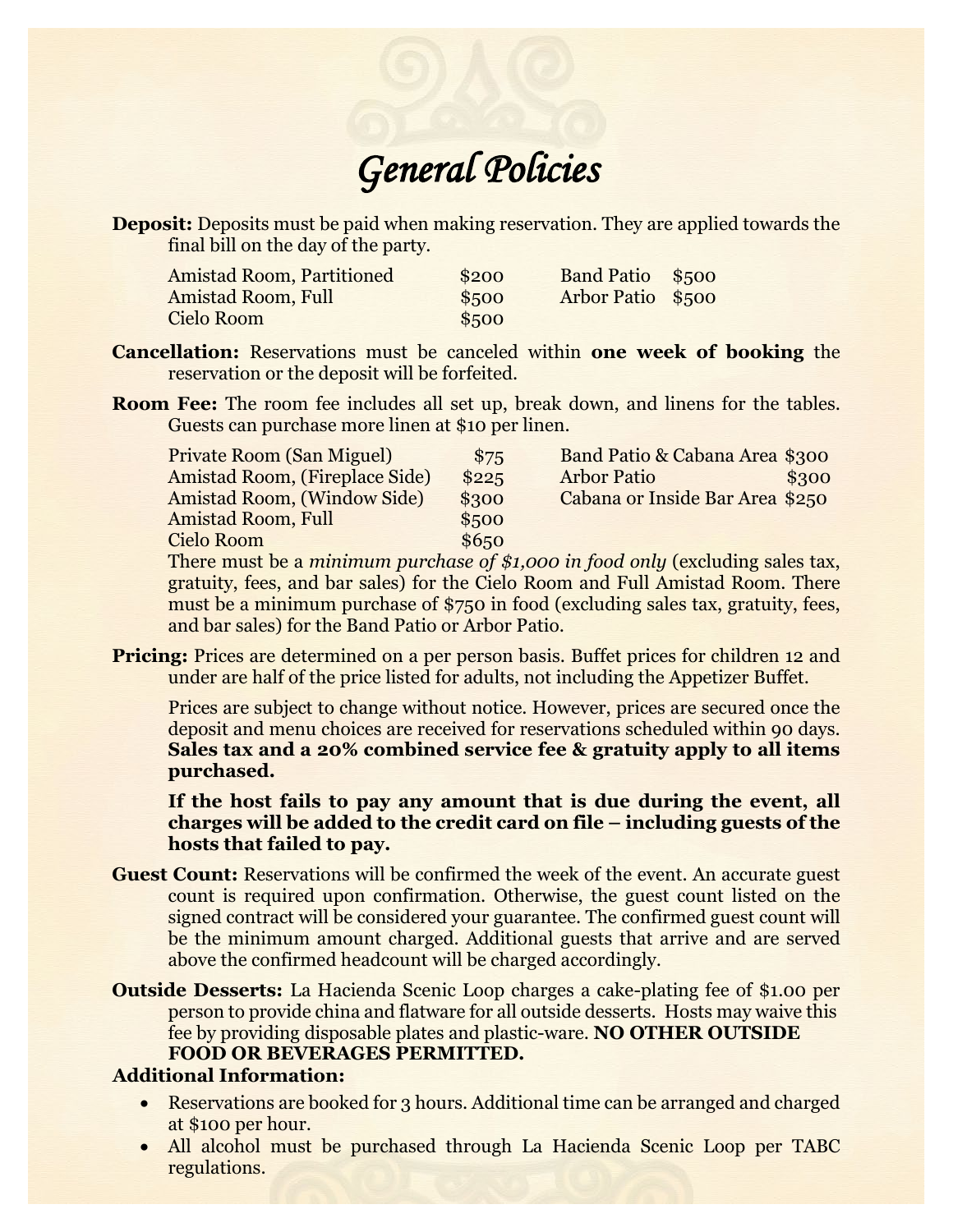# General Policies

**Deposit:** Deposits must be paid when making reservation. They are applied towards the final bill on the day of the party.

| | | | |
|---|---|---|---|
| Amistad Room, Partitioned | $200 | Band Patio | $500 |
| Amistad Room, Full | $500 | Arbor Patio | $500 |
| Cielo Room | $500 | | |

**Cancellation:** Reservations must be canceled within **one week of booking** the reservation or the deposit will be forfeited.

**Room Fee:** The room fee includes all set up, break down, and linens for the tables. Guests can purchase more linen at $10 per linen.

| | | | |
|---|---|---|---|
| Private Room (San Miguel) | $75 | Band Patio & Cabana Area | $300 |
| Amistad Room, (Fireplace Side) | $225 | Arbor Patio | $300 |
| Amistad Room, (Window Side) | $300 | Cabana or Inside Bar Area | $250 |
| Amistad Room, Full | $500 | | |
| Cielo Room | $650 | | |

There must be a *minimum purchase of $1,000 in food only* (excluding sales tax, gratuity, fees, and bar sales) for the Cielo Room and Full Amistad Room. There must be a minimum purchase of $750 in food (excluding sales tax, gratuity, fees, and bar sales) for the Band Patio or Arbor Patio.

**Pricing:** Prices are determined on a per person basis. Buffet prices for children 12 and under are half of the price listed for adults, not including the Appetizer Buffet.

Prices are subject to change without notice. However, prices are secured once the deposit and menu choices are received for reservations scheduled within 90 days. **Sales tax and a 20% combined service fee & gratuity apply to all items purchased.**

**If the host fails to pay any amount that is due during the event, all charges will be added to the credit card on file – including guests of the hosts that failed to pay.**

**Guest Count:** Reservations will be confirmed the week of the event. An accurate guest count is required upon confirmation. Otherwise, the guest count listed on the signed contract will be considered your guarantee. The confirmed guest count will be the minimum amount charged. Additional guests that arrive and are served above the confirmed headcount will be charged accordingly.

**Outside Desserts:** La Hacienda Scenic Loop charges a cake-plating fee of $1.00 per person to provide china and flatware for all outside desserts. Hosts may waive this fee by providing disposable plates and plastic-ware. **NO OTHER OUTSIDE FOOD OR BEVERAGES PERMITTED.**

**Additional Information:**

- Reservations are booked for 3 hours. Additional time can be arranged and charged at $100 per hour.
- All alcohol must be purchased through La Hacienda Scenic Loop per TABC regulations.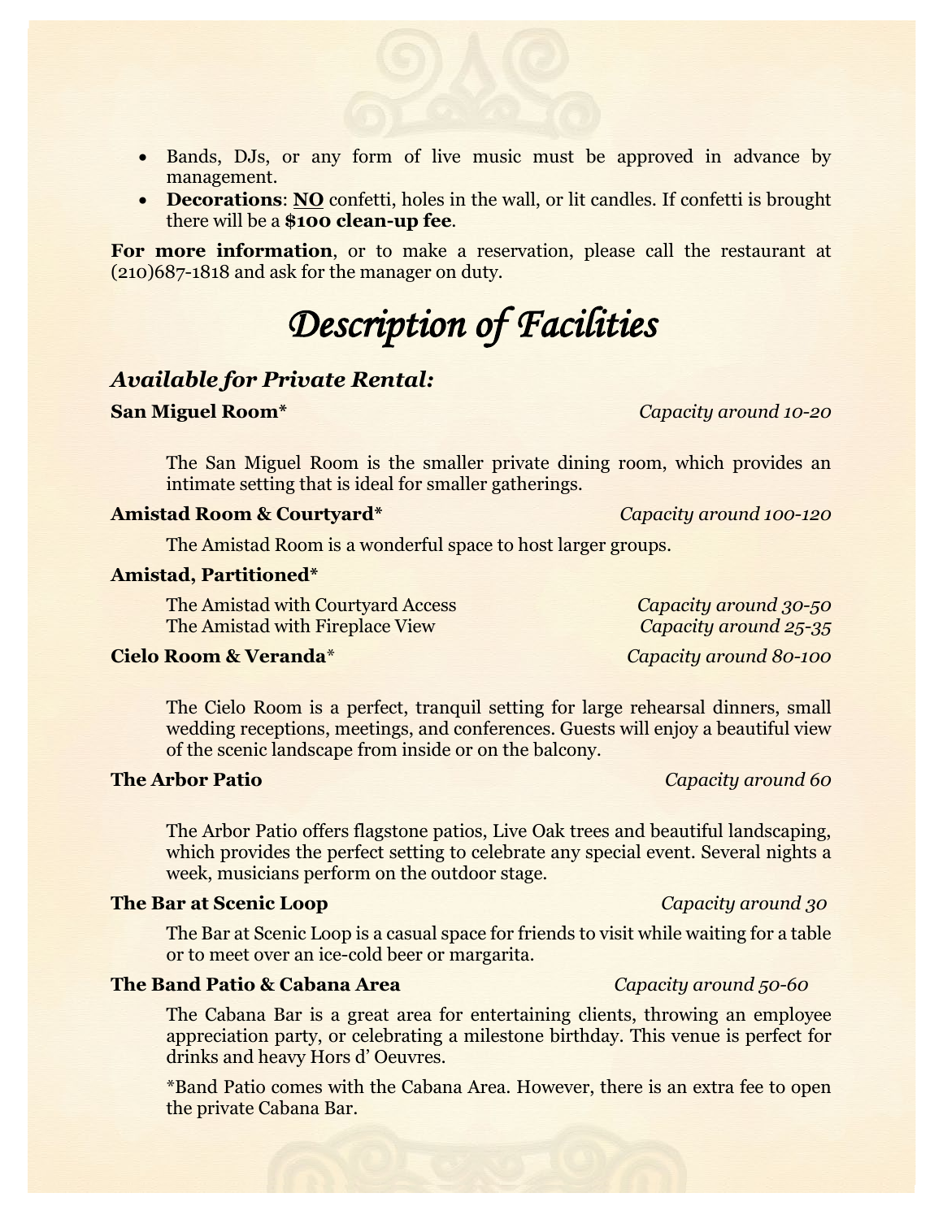- Bands, DJs, or any form of live music must be approved in advance by management.
- **Decorations**: **NO** confetti, holes in the wall, or lit candles. If confetti is brought there will be a **$100 clean-up fee**.

**For more information**, or to make a reservation, please call the restaurant at (210)687-1818 and ask for the manager on duty.

# *Description of Facilities*

## *Available for Private Rental:*

**San Miguel Room*** — *Capacity around 10-20*

The San Miguel Room is the smaller private dining room, which provides an intimate setting that is ideal for smaller gatherings.

**Amistad Room & Courtyard*** — *Capacity around 100-120*

The Amistad Room is a wonderful space to host larger groups.

**Amistad, Partitioned***

The Amistad with Courtyard Access — *Capacity around 30-50*
The Amistad with Fireplace View — *Capacity around 25-35*

**Cielo Room & Veranda*** — *Capacity around 80-100*

The Cielo Room is a perfect, tranquil setting for large rehearsal dinners, small wedding receptions, meetings, and conferences. Guests will enjoy a beautiful view of the scenic landscape from inside or on the balcony.

**The Arbor Patio** — *Capacity around 60*

The Arbor Patio offers flagstone patios, Live Oak trees and beautiful landscaping, which provides the perfect setting to celebrate any special event. Several nights a week, musicians perform on the outdoor stage.

**The Bar at Scenic Loop** — *Capacity around 30*

The Bar at Scenic Loop is a casual space for friends to visit while waiting for a table or to meet over an ice-cold beer or margarita.

**The Band Patio & Cabana Area** — *Capacity around 50-60*

The Cabana Bar is a great area for entertaining clients, throwing an employee appreciation party, or celebrating a milestone birthday. This venue is perfect for drinks and heavy Hors d' Oeuvres.

*Band Patio comes with the Cabana Area. However, there is an extra fee to open the private Cabana Bar.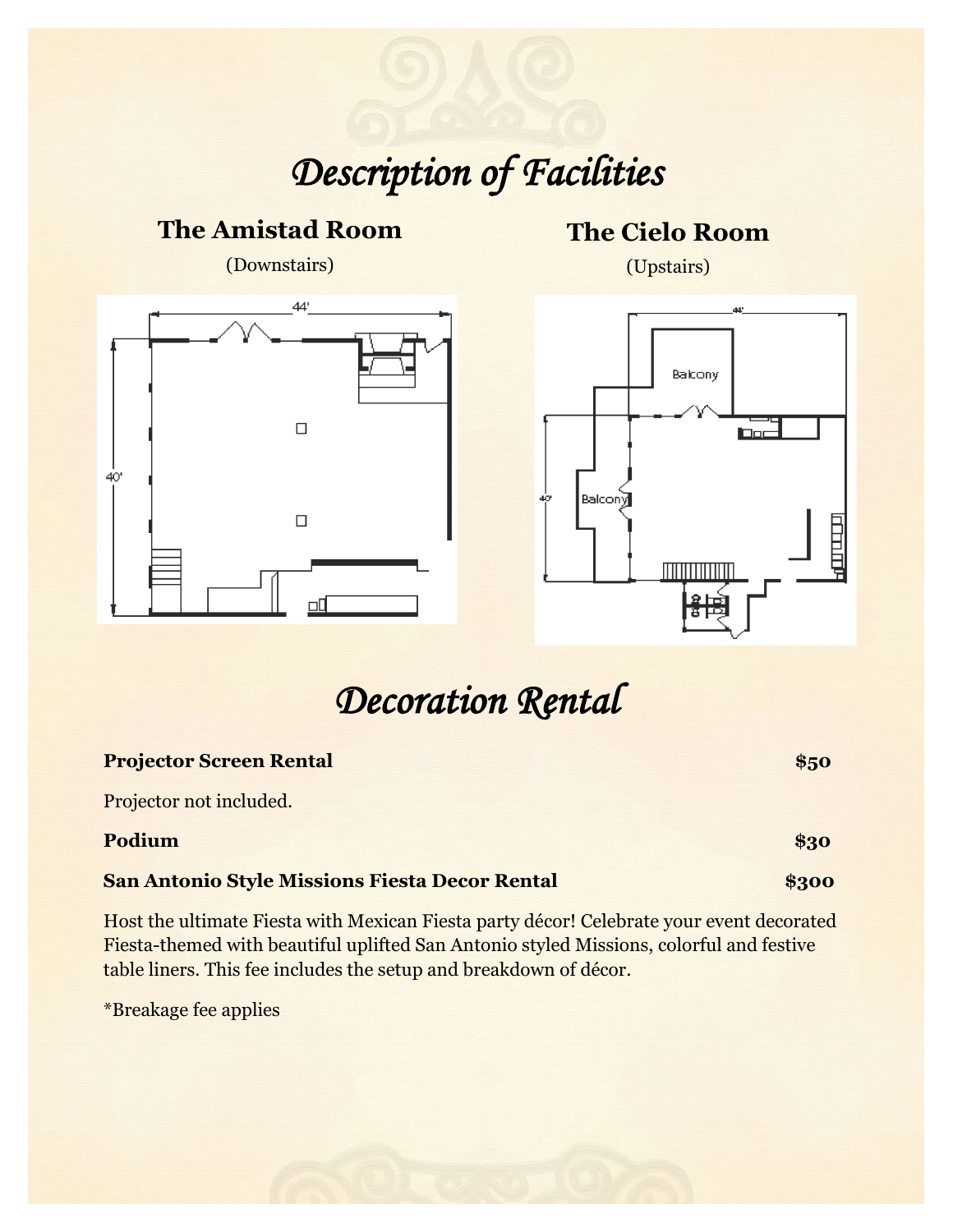# *Description of Facilities*

## The Amistad Room

(Downstairs)

## The Cielo Room

(Upstairs)

# *Decoration Rental*

**Projector Screen Rental** **$50**

Projector not included.

**Podium** **$30**

**San Antonio Style Missions Fiesta Decor Rental** **$300**

Host the ultimate Fiesta with Mexican Fiesta party décor! Celebrate your event decorated Fiesta-themed with beautiful uplifted San Antonio styled Missions, colorful and festive table liners. This fee includes the setup and breakdown of décor.

*Breakage fee applies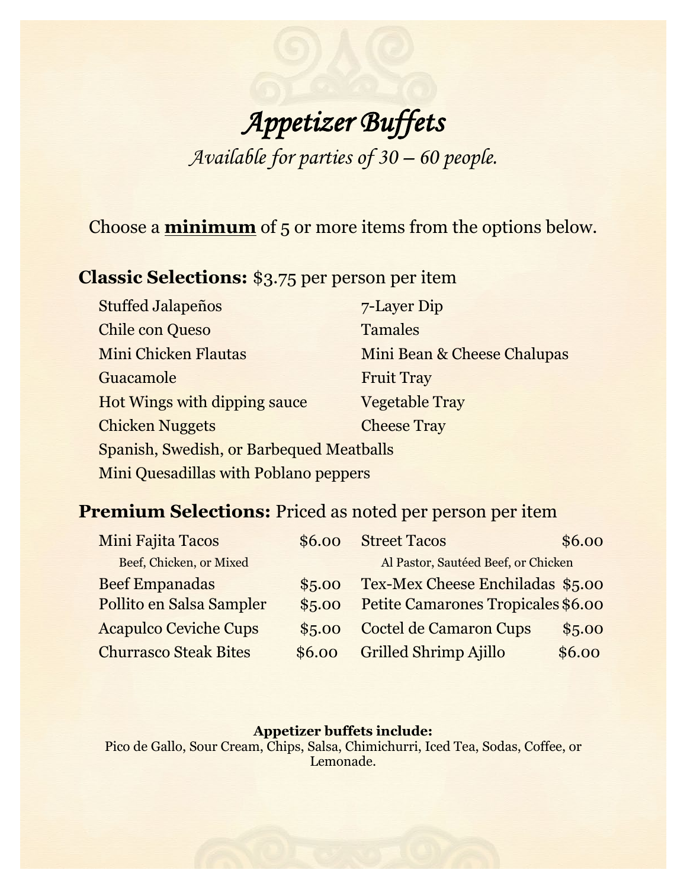# *Appetizer Buffets*

*Available for parties of 30 – 60 people.*

Choose a **minimum** of 5 or more items from the options below.

**Classic Selections:** $3.75 per person per item

- Stuffed Jalapeños
- Chile con Queso
- Mini Chicken Flautas
- Guacamole
- Hot Wings with dipping sauce
- Chicken Nuggets
- 7-Layer Dip
- Tamales
- Mini Bean & Cheese Chalupas
- Fruit Tray
- Vegetable Tray
- Cheese Tray
- Spanish, Swedish, or Barbequed Meatballs
- Mini Quesadillas with Poblano peppers

**Premium Selections:** Priced as noted per person per item

| Item | Price |
|---|---|
| Mini Fajita Tacos (Beef, Chicken, or Mixed) | $6.00 |
| Beef Empanadas | $5.00 |
| Pollito en Salsa Sampler | $5.00 |
| Acapulco Ceviche Cups | $5.00 |
| Churrasco Steak Bites | $6.00 |
| Street Tacos (Al Pastor, Sautéed Beef, or Chicken) | $6.00 |
| Tex-Mex Cheese Enchiladas | $5.00 |
| Petite Camarones Tropicales | $6.00 |
| Coctel de Camaron Cups | $5.00 |
| Grilled Shrimp Ajillo | $6.00 |

**Appetizer buffets include:**
Pico de Gallo, Sour Cream, Chips, Salsa, Chimichurri, Iced Tea, Sodas, Coffee, or Lemonade.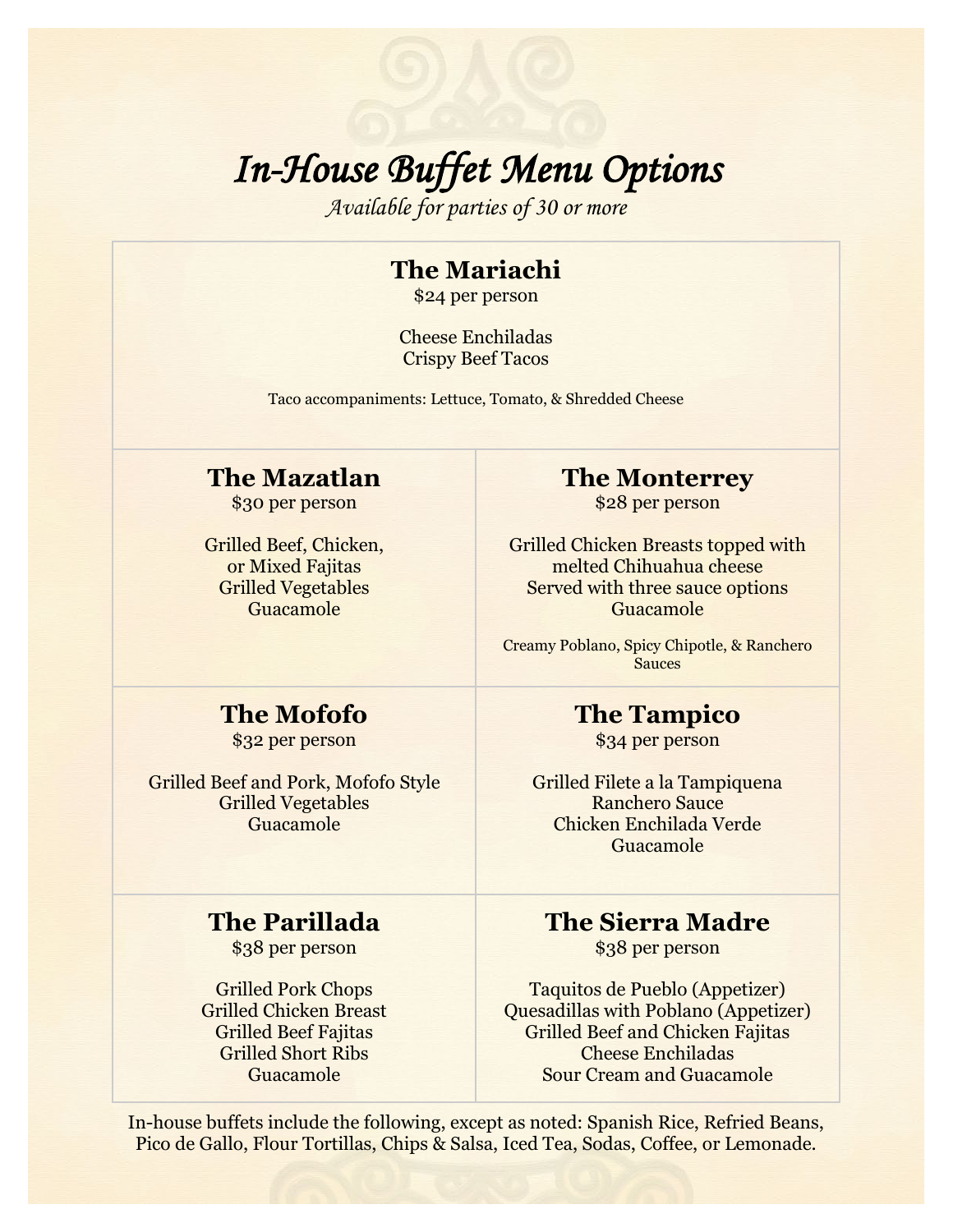# *In-House Buffet Menu Options*

*Available for parties of 30 or more*

## The Mariachi

$24 per person

Cheese Enchiladas
Crispy Beef Tacos

Taco accompaniments: Lettuce, Tomato, & Shredded Cheese

## The Mazatlan

$30 per person

Grilled Beef, Chicken,
or Mixed Fajitas
Grilled Vegetables
Guacamole

## The Monterrey

$28 per person

Grilled Chicken Breasts topped with
melted Chihuahua cheese
Served with three sauce options
Guacamole

Creamy Poblano, Spicy Chipotle, & Ranchero Sauces

## The Mofofo

$32 per person

Grilled Beef and Pork, Mofofo Style
Grilled Vegetables
Guacamole

## The Tampico

$34 per person

Grilled Filete a la Tampiquena
Ranchero Sauce
Chicken Enchilada Verde
Guacamole

## The Parillada

$38 per person

Grilled Pork Chops
Grilled Chicken Breast
Grilled Beef Fajitas
Grilled Short Ribs
Guacamole

## The Sierra Madre

$38 per person

Taquitos de Pueblo (Appetizer)
Quesadillas with Poblano (Appetizer)
Grilled Beef and Chicken Fajitas
Cheese Enchiladas
Sour Cream and Guacamole

In-house buffets include the following, except as noted: Spanish Rice, Refried Beans, Pico de Gallo, Flour Tortillas, Chips & Salsa, Iced Tea, Sodas, Coffee, or Lemonade.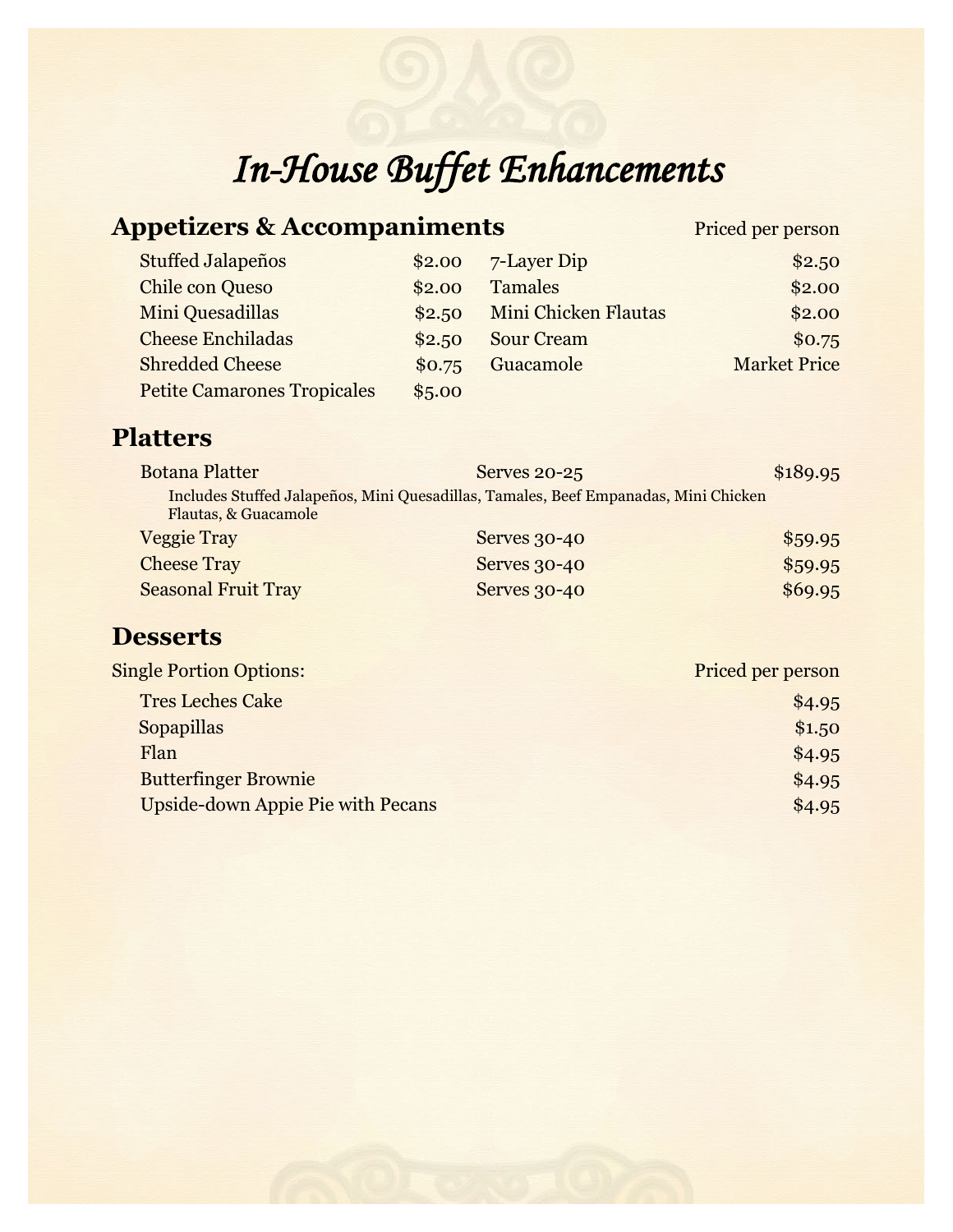# *In-House Buffet Enhancements*

## Appetizers & Accompaniments

Priced per person

| Item | Price | Item | Price |
|---|---|---|---|
| Stuffed Jalapeños | $2.00 | 7-Layer Dip | $2.50 |
| Chile con Queso | $2.00 | Tamales | $2.00 |
| Mini Quesadillas | $2.50 | Mini Chicken Flautas | $2.00 |
| Cheese Enchiladas | $2.50 | Sour Cream | $0.75 |
| Shredded Cheese | $0.75 | Guacamole | Market Price |
| Petite Camarones Tropicales | $5.00 | | |

## Platters

| Item | Serves | Price |
|---|---|---|
| Botana Platter<br>Includes Stuffed Jalapeños, Mini Quesadillas, Tamales, Beef Empanadas, Mini Chicken Flautas, & Guacamole | Serves 20-25 | $189.95 |
| Veggie Tray | Serves 30-40 | $59.95 |
| Cheese Tray | Serves 30-40 | $59.95 |
| Seasonal Fruit Tray | Serves 30-40 | $69.95 |

## Desserts

Single Portion Options: Priced per person

| Item | Price |
|---|---|
| Tres Leches Cake | $4.95 |
| Sopapillas | $1.50 |
| Flan | $4.95 |
| Butterfinger Brownie | $4.95 |
| Upside-down Appie Pie with Pecans | $4.95 |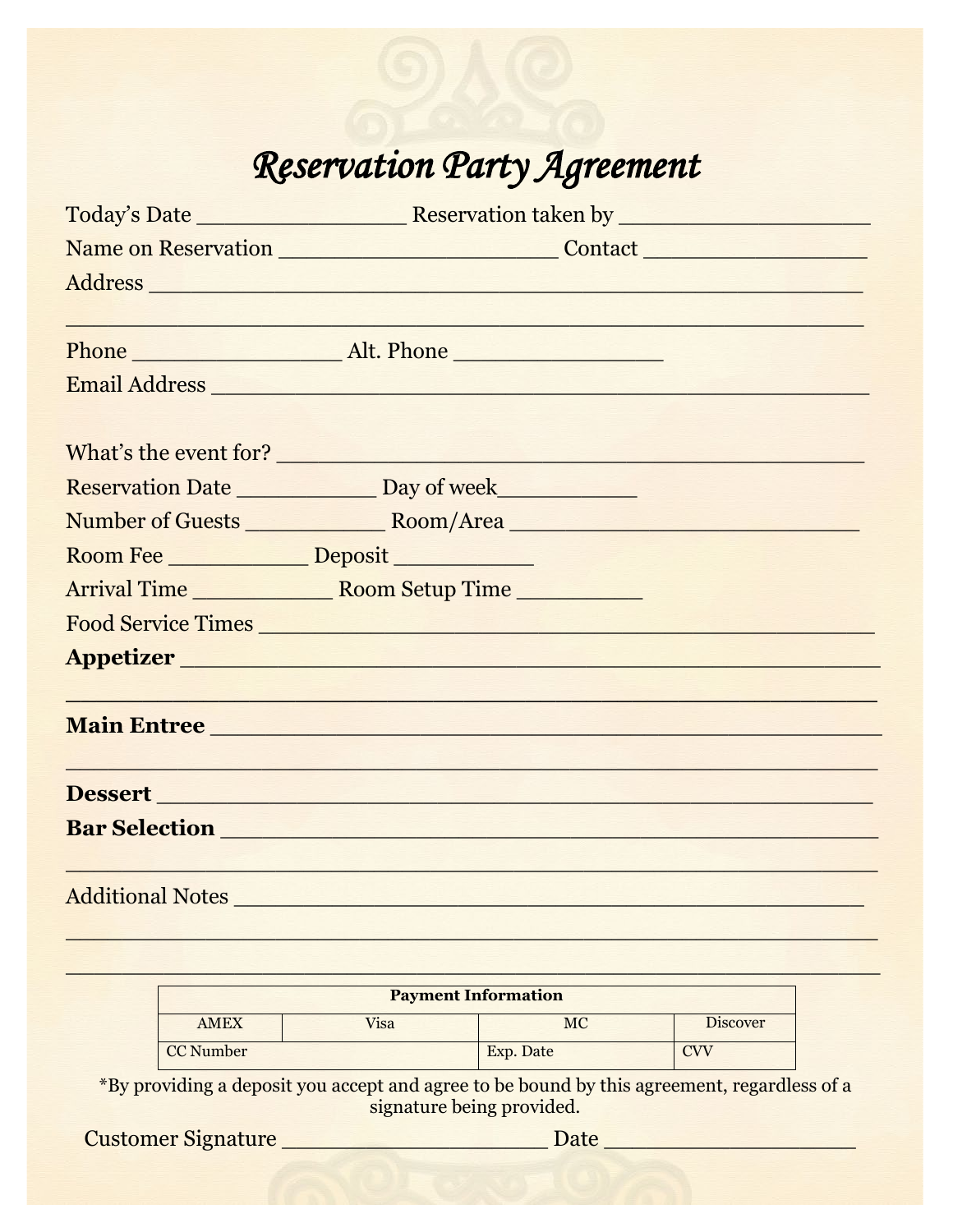# *Reservation Party Agreement*

Today's Date _______________ Reservation taken by __________________

Name on Reservation ____________________ Contact ________________

Address ____________________________________________________

____________________________________________________________

Phone _______________ Alt. Phone _______________

Email Address _______________________________________________

What's the event for? __________________________________________

Reservation Date __________ Day of week__________

Number of Guests __________ Room/Area _________________________

Room Fee __________ Deposit __________

Arrival Time __________ Room Setup Time _________

Food Service Times ____________________________________________

**Appetizer** ________________________________________________

____________________________________________________________

**Main Entree** ______________________________________________

____________________________________________________________

**Dessert** _________________________________________________

**Bar Selection** _____________________________________________

____________________________________________________________

Additional Notes ______________________________________________

____________________________________________________________

____________________________________________________________

| Payment Information | | | |
|---|---|---|---|
| AMEX | Visa | MC | Discover |
| CC Number | | Exp. Date | CVV |

*By providing a deposit you accept and agree to be bound by this agreement, regardless of a signature being provided.

Customer Signature ___________________ Date __________________